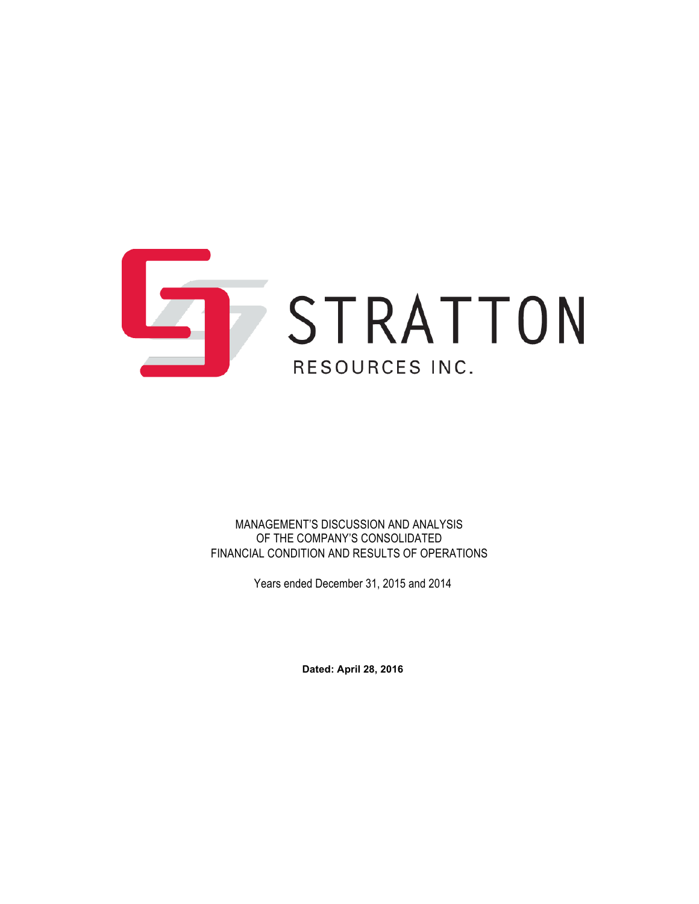STRATTON

RESOURCES INC.

MANAGEMENT'S DISCUSSION AND ANALYSIS
OF THE COMPANY'S CONSOLIDATED
FINANCIAL CONDITION AND RESULTS OF OPERATIONS

Years ended December 31, 2015 and 2014

**Dated: April 28, 2016**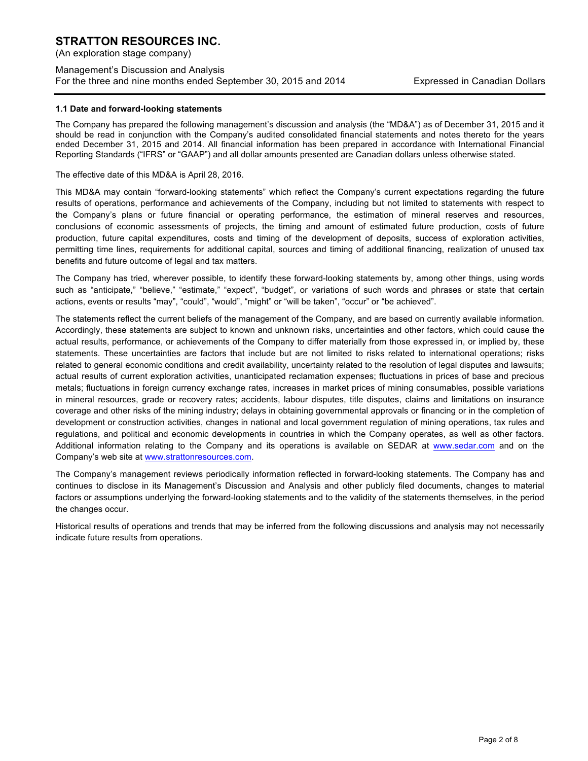## 1.1 Date and forward-looking statements

The Company has prepared the following management's discussion and analysis (the "MD&A") as of December 31, 2015 and it should be read in conjunction with the Company's audited consolidated financial statements and notes thereto for the years ended December 31, 2015 and 2014. All financial information has been prepared in accordance with International Financial Reporting Standards ("IFRS" or "GAAP") and all dollar amounts presented are Canadian dollars unless otherwise stated.

The effective date of this MD&A is April 28, 2016.

This MD&A may contain "forward-looking statements" which reflect the Company's current expectations regarding the future results of operations, performance and achievements of the Company, including but not limited to statements with respect to the Company's plans or future financial or operating performance, the estimation of mineral reserves and resources, conclusions of economic assessments of projects, the timing and amount of estimated future production, costs of future production, future capital expenditures, costs and timing of the development of deposits, success of exploration activities, permitting time lines, requirements for additional capital, sources and timing of additional financing, realization of unused tax benefits and future outcome of legal and tax matters.

The Company has tried, wherever possible, to identify these forward-looking statements by, among other things, using words such as "anticipate," "believe," "estimate," "expect", "budget", or variations of such words and phrases or state that certain actions, events or results "may", "could", "would", "might" or "will be taken", "occur" or "be achieved".

The statements reflect the current beliefs of the management of the Company, and are based on currently available information. Accordingly, these statements are subject to known and unknown risks, uncertainties and other factors, which could cause the actual results, performance, or achievements of the Company to differ materially from those expressed in, or implied by, these statements. These uncertainties are factors that include but are not limited to risks related to international operations; risks related to general economic conditions and credit availability, uncertainty related to the resolution of legal disputes and lawsuits; actual results of current exploration activities, unanticipated reclamation expenses; fluctuations in prices of base and precious metals; fluctuations in foreign currency exchange rates, increases in market prices of mining consumables, possible variations in mineral resources, grade or recovery rates; accidents, labour disputes, title disputes, claims and limitations on insurance coverage and other risks of the mining industry; delays in obtaining governmental approvals or financing or in the completion of development or construction activities, changes in national and local government regulation of mining operations, tax rules and regulations, and political and economic developments in countries in which the Company operates, as well as other factors. Additional information relating to the Company and its operations is available on SEDAR at www.sedar.com and on the Company's web site at www.strattonresources.com.

The Company's management reviews periodically information reflected in forward-looking statements. The Company has and continues to disclose in its Management's Discussion and Analysis and other publicly filed documents, changes to material factors or assumptions underlying the forward-looking statements and to the validity of the statements themselves, in the period the changes occur.

Historical results of operations and trends that may be inferred from the following discussions and analysis may not necessarily indicate future results from operations.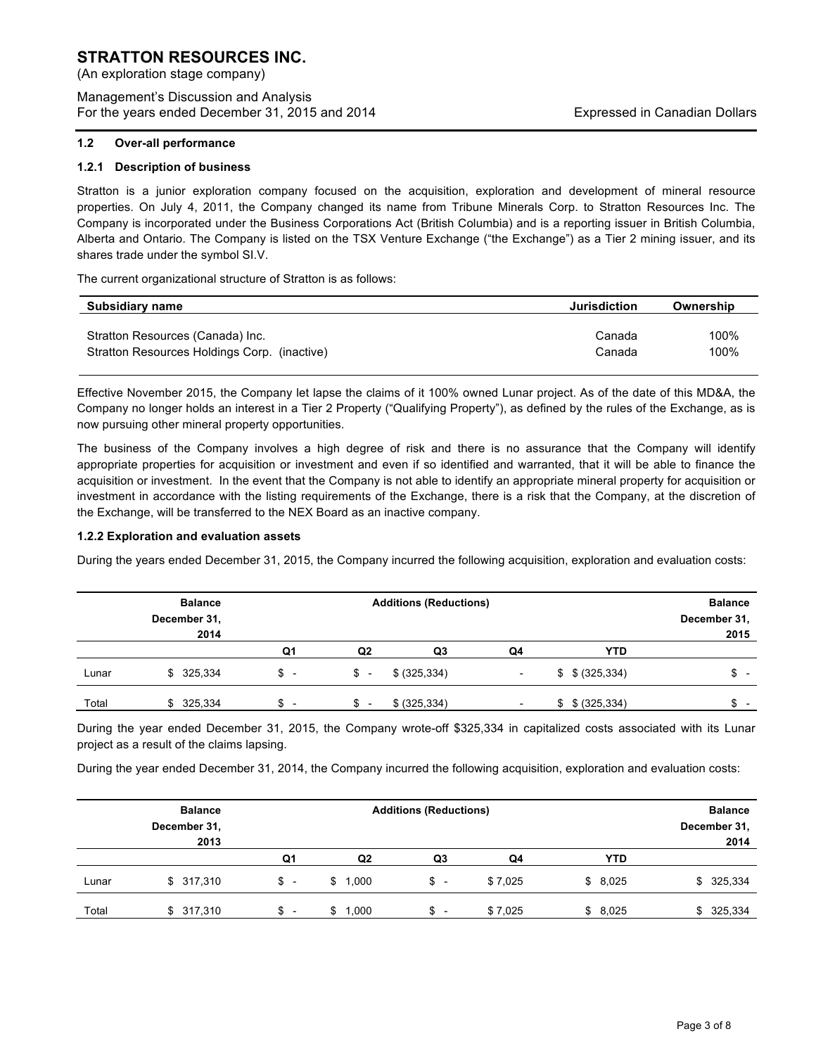## 1.2 Over-all performance

### 1.2.1 Description of business

Stratton is a junior exploration company focused on the acquisition, exploration and development of mineral resource properties. On July 4, 2011, the Company changed its name from Tribune Minerals Corp. to Stratton Resources Inc. The Company is incorporated under the Business Corporations Act (British Columbia) and is a reporting issuer in British Columbia, Alberta and Ontario. The Company is listed on the TSX Venture Exchange ("the Exchange") as a Tier 2 mining issuer, and its shares trade under the symbol SI.V.

The current organizational structure of Stratton is as follows:

| Subsidiary name | Jurisdiction | Ownership |
|---|---|---|
| Stratton Resources (Canada) Inc. | Canada | 100% |
| Stratton Resources Holdings Corp. (inactive) | Canada | 100% |

Effective November 2015, the Company let lapse the claims of it 100% owned Lunar project. As of the date of this MD&A, the Company no longer holds an interest in a Tier 2 Property ("Qualifying Property"), as defined by the rules of the Exchange, as is now pursuing other mineral property opportunities.

The business of the Company involves a high degree of risk and there is no assurance that the Company will identify appropriate properties for acquisition or investment and even if so identified and warranted, that it will be able to finance the acquisition or investment. In the event that the Company is not able to identify an appropriate mineral property for acquisition or investment in accordance with the listing requirements of the Exchange, there is a risk that the Company, at the discretion of the Exchange, will be transferred to the NEX Board as an inactive company.

### 1.2.2 Exploration and evaluation assets

During the years ended December 31, 2015, the Company incurred the following acquisition, exploration and evaluation costs:

| | Balance December 31, 2014 | Additions (Reductions) | | | | | Balance December 31, 2015 |
|---|---|---|---|---|---|---|---|
| | | Q1 | Q2 | Q3 | Q4 | YTD | |
| Lunar | $ 325,334 | $ - | $ - | $ (325,334) | - | $ $ (325,334) | $ - |
| Total | $ 325,334 | $ - | $ - | $ (325,334) | - | $ $ (325,334) | $ - |

During the year ended December 31, 2015, the Company wrote-off $325,334 in capitalized costs associated with its Lunar project as a result of the claims lapsing.

During the year ended December 31, 2014, the Company incurred the following acquisition, exploration and evaluation costs:

| | Balance December 31, 2013 | Additions (Reductions) | | | | | Balance December 31, 2014 |
|---|---|---|---|---|---|---|---|
| | | Q1 | Q2 | Q3 | Q4 | YTD | |
| Lunar | $ 317,310 | $ - | $ 1,000 | $ - | $ 7,025 | $ 8,025 | $ 325,334 |
| Total | $ 317,310 | $ - | $ 1,000 | $ - | $ 7,025 | $ 8,025 | $ 325,334 |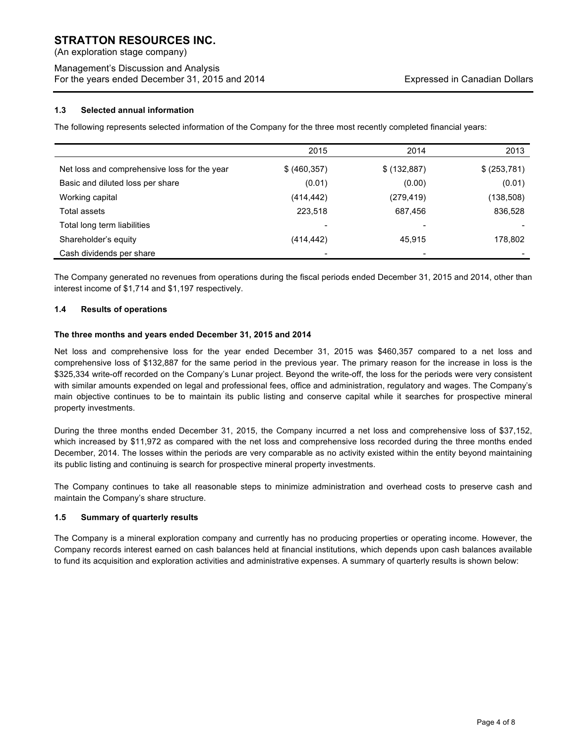# STRATTON RESOURCES INC.

(An exploration stage company)

Management's Discussion and Analysis
For the years ended December 31, 2015 and 2014

Expressed in Canadian Dollars

### 1.3 Selected annual information

The following represents selected information of the Company for the three most recently completed financial years:

| | 2015 | 2014 | 2013 |
|---|---|---|---|
| Net loss and comprehensive loss for the year | $ (460,357) | $ (132,887) | $ (253,781) |
| Basic and diluted loss per share | (0.01) | (0.00) | (0.01) |
| Working capital | (414,442) | (279,419) | (138,508) |
| Total assets | 223,518 | 687,456 | 836,528 |
| Total long term liabilities | - | - | - |
| Shareholder's equity | (414,442) | 45,915 | 178,802 |
| Cash dividends per share | - | - | - |

The Company generated no revenues from operations during the fiscal periods ended December 31, 2015 and 2014, other than interest income of $1,714 and $1,197 respectively.

### 1.4 Results of operations

**The three months and years ended December 31, 2015 and 2014**

Net loss and comprehensive loss for the year ended December 31, 2015 was $460,357 compared to a net loss and comprehensive loss of $132,887 for the same period in the previous year. The primary reason for the increase in loss is the $325,334 write-off recorded on the Company's Lunar project. Beyond the write-off, the loss for the periods were very consistent with similar amounts expended on legal and professional fees, office and administration, regulatory and wages. The Company's main objective continues to be to maintain its public listing and conserve capital while it searches for prospective mineral property investments.

During the three months ended December 31, 2015, the Company incurred a net loss and comprehensive loss of $37,152, which increased by $11,972 as compared with the net loss and comprehensive loss recorded during the three months ended December, 2014. The losses within the periods are very comparable as no activity existed within the entity beyond maintaining its public listing and continuing is search for prospective mineral property investments.

The Company continues to take all reasonable steps to minimize administration and overhead costs to preserve cash and maintain the Company's share structure.

### 1.5 Summary of quarterly results

The Company is a mineral exploration company and currently has no producing properties or operating income. However, the Company records interest earned on cash balances held at financial institutions, which depends upon cash balances available to fund its acquisition and exploration activities and administrative expenses. A summary of quarterly results is shown below: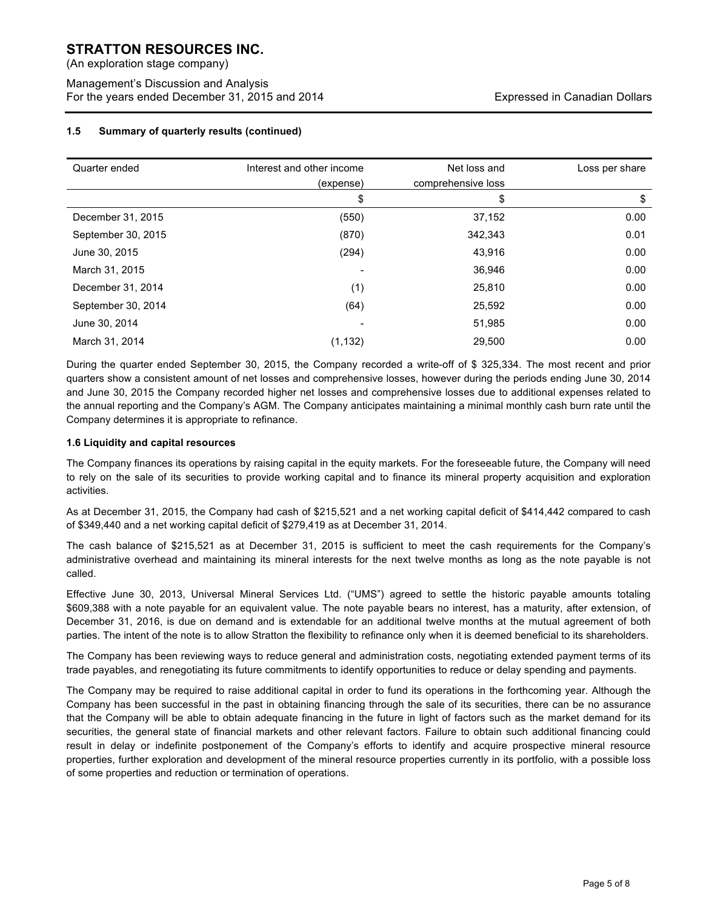### 1.5 Summary of quarterly results (continued)

| Quarter ended | Interest and other income (expense) | Net loss and comprehensive loss | Loss per share |
|---|---|---|---|
| | $ | $ | $ |
| December 31, 2015 | (550) | 37,152 | 0.00 |
| September 30, 2015 | (870) | 342,343 | 0.01 |
| June 30, 2015 | (294) | 43,916 | 0.00 |
| March 31, 2015 | - | 36,946 | 0.00 |
| December 31, 2014 | (1) | 25,810 | 0.00 |
| September 30, 2014 | (64) | 25,592 | 0.00 |
| June 30, 2014 | - | 51,985 | 0.00 |
| March 31, 2014 | (1,132) | 29,500 | 0.00 |

During the quarter ended September 30, 2015, the Company recorded a write-off of $ 325,334. The most recent and prior quarters show a consistent amount of net losses and comprehensive losses, however during the periods ending June 30, 2014 and June 30, 2015 the Company recorded higher net losses and comprehensive losses due to additional expenses related to the annual reporting and the Company's AGM. The Company anticipates maintaining a minimal monthly cash burn rate until the Company determines it is appropriate to refinance.

### 1.6 Liquidity and capital resources

The Company finances its operations by raising capital in the equity markets. For the foreseeable future, the Company will need to rely on the sale of its securities to provide working capital and to finance its mineral property acquisition and exploration activities.

As at December 31, 2015, the Company had cash of $215,521 and a net working capital deficit of $414,442 compared to cash of $349,440 and a net working capital deficit of $279,419 as at December 31, 2014.

The cash balance of $215,521 as at December 31, 2015 is sufficient to meet the cash requirements for the Company's administrative overhead and maintaining its mineral interests for the next twelve months as long as the note payable is not called.

Effective June 30, 2013, Universal Mineral Services Ltd. ("UMS") agreed to settle the historic payable amounts totaling $609,388 with a note payable for an equivalent value. The note payable bears no interest, has a maturity, after extension, of December 31, 2016, is due on demand and is extendable for an additional twelve months at the mutual agreement of both parties. The intent of the note is to allow Stratton the flexibility to refinance only when it is deemed beneficial to its shareholders.

The Company has been reviewing ways to reduce general and administration costs, negotiating extended payment terms of its trade payables, and renegotiating its future commitments to identify opportunities to reduce or delay spending and payments.

The Company may be required to raise additional capital in order to fund its operations in the forthcoming year. Although the Company has been successful in the past in obtaining financing through the sale of its securities, there can be no assurance that the Company will be able to obtain adequate financing in the future in light of factors such as the market demand for its securities, the general state of financial markets and other relevant factors. Failure to obtain such additional financing could result in delay or indefinite postponement of the Company's efforts to identify and acquire prospective mineral resource properties, further exploration and development of the mineral resource properties currently in its portfolio, with a possible loss of some properties and reduction or termination of operations.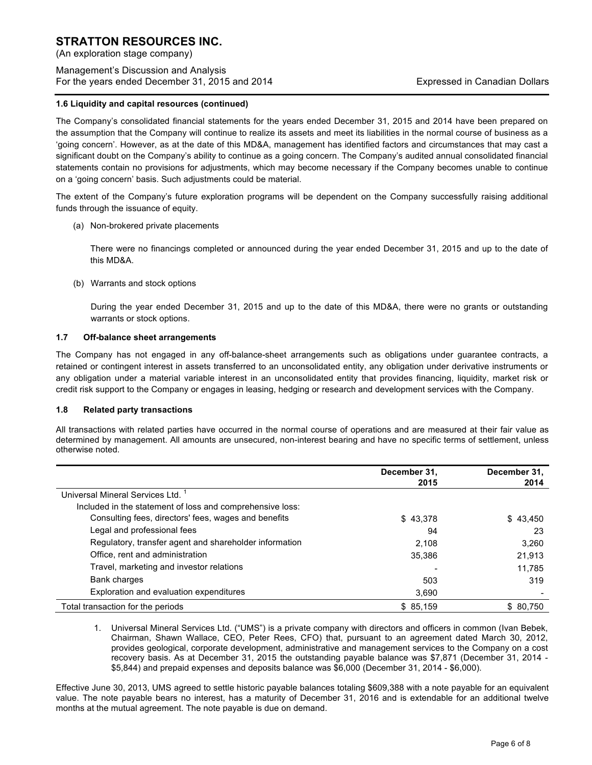### 1.6 Liquidity and capital resources (continued)

The Company's consolidated financial statements for the years ended December 31, 2015 and 2014 have been prepared on the assumption that the Company will continue to realize its assets and meet its liabilities in the normal course of business as a 'going concern'. However, as at the date of this MD&A, management has identified factors and circumstances that may cast a significant doubt on the Company's ability to continue as a going concern. The Company's audited annual consolidated financial statements contain no provisions for adjustments, which may become necessary if the Company becomes unable to continue on a 'going concern' basis. Such adjustments could be material.

The extent of the Company's future exploration programs will be dependent on the Company successfully raising additional funds through the issuance of equity.

(a) Non-brokered private placements

There were no financings completed or announced during the year ended December 31, 2015 and up to the date of this MD&A.

(b) Warrants and stock options

During the year ended December 31, 2015 and up to the date of this MD&A, there were no grants or outstanding warrants or stock options.

### 1.7 Off-balance sheet arrangements

The Company has not engaged in any off-balance-sheet arrangements such as obligations under guarantee contracts, a retained or contingent interest in assets transferred to an unconsolidated entity, any obligation under derivative instruments or any obligation under a material variable interest in an unconsolidated entity that provides financing, liquidity, market risk or credit risk support to the Company or engages in leasing, hedging or research and development services with the Company.

### 1.8 Related party transactions

All transactions with related parties have occurred in the normal course of operations and are measured at their fair value as determined by management. All amounts are unsecured, non-interest bearing and have no specific terms of settlement, unless otherwise noted.

| | December 31, 2015 | December 31, 2014 |
|---|---|---|
| Universal Mineral Services Ltd. [1] | | |
| Included in the statement of loss and comprehensive loss: | | |
| Consulting fees, directors' fees, wages and benefits | $ 43,378 | $ 43,450 |
| Legal and professional fees | 94 | 23 |
| Regulatory, transfer agent and shareholder information | 2,108 | 3,260 |
| Office, rent and administration | 35,386 | 21,913 |
| Travel, marketing and investor relations | - | 11,785 |
| Bank charges | 503 | 319 |
| Exploration and evaluation expenditures | 3,690 | - |
| Total transaction for the periods | $ 85,159 | $ 80,750 |

1. Universal Mineral Services Ltd. ("UMS") is a private company with directors and officers in common (Ivan Bebek, Chairman, Shawn Wallace, CEO, Peter Rees, CFO) that, pursuant to an agreement dated March 30, 2012, provides geological, corporate development, administrative and management services to the Company on a cost recovery basis. As at December 31, 2015 the outstanding payable balance was $7,871 (December 31, 2014 - $5,844) and prepaid expenses and deposits balance was $6,000 (December 31, 2014 - $6,000).

Effective June 30, 2013, UMS agreed to settle historic payable balances totaling $609,388 with a note payable for an equivalent value. The note payable bears no interest, has a maturity of December 31, 2016 and is extendable for an additional twelve months at the mutual agreement. The note payable is due on demand.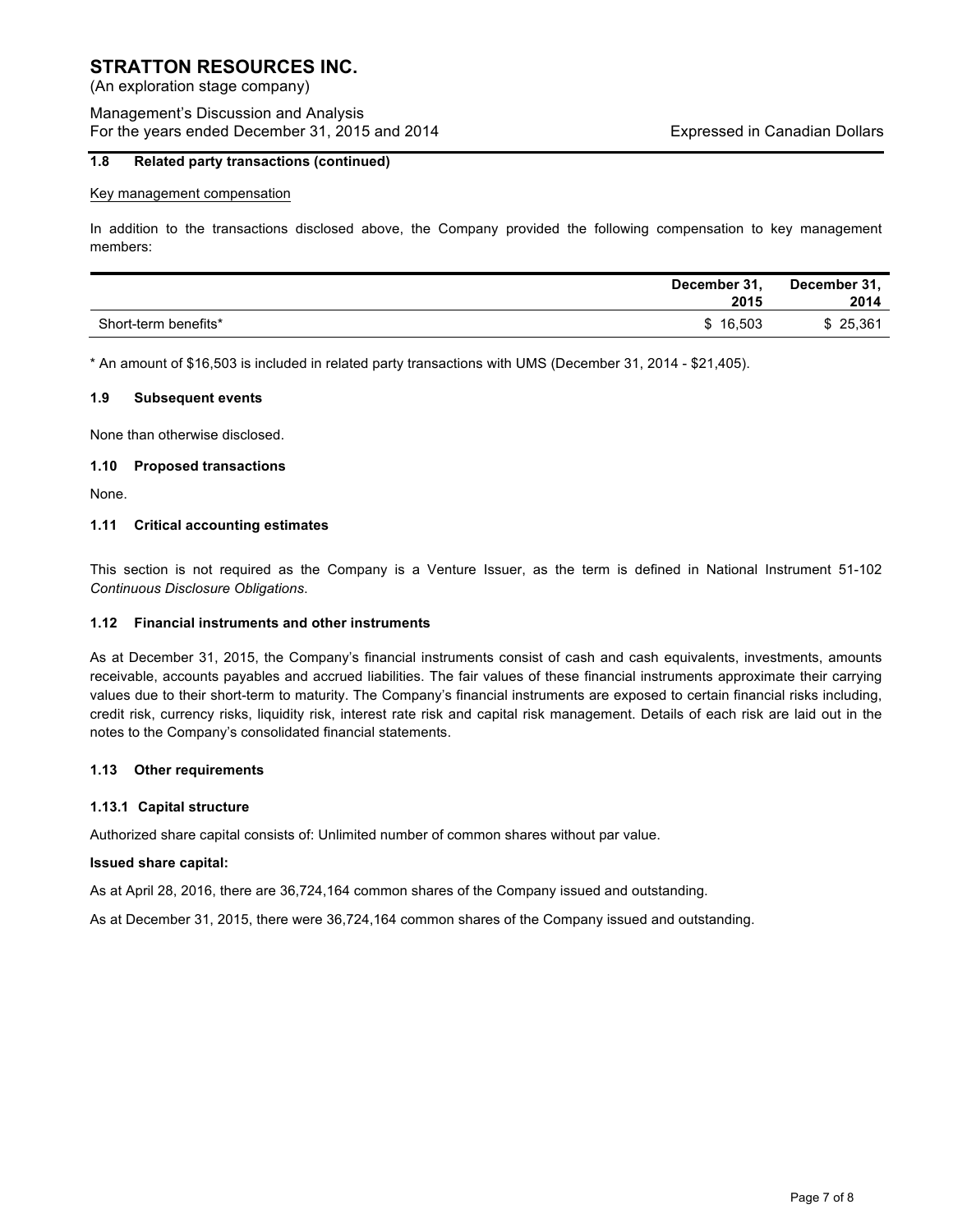#### 1.8 Related party transactions (continued)

Key management compensation

In addition to the transactions disclosed above, the Company provided the following compensation to key management members:

| | December 31, 2015 | December 31, 2014 |
|---|---|---|
| Short-term benefits* | $ 16,503 | $ 25,361 |

* An amount of $16,503 is included in related party transactions with UMS (December 31, 2014 - $21,405).

#### 1.9 Subsequent events

None than otherwise disclosed.

#### 1.10 Proposed transactions

None.

#### 1.11 Critical accounting estimates

This section is not required as the Company is a Venture Issuer, as the term is defined in National Instrument 51-102 *Continuous Disclosure Obligations.*

#### 1.12 Financial instruments and other instruments

As at December 31, 2015, the Company's financial instruments consist of cash and cash equivalents, investments, amounts receivable, accounts payables and accrued liabilities. The fair values of these financial instruments approximate their carrying values due to their short-term to maturity. The Company's financial instruments are exposed to certain financial risks including, credit risk, currency risks, liquidity risk, interest rate risk and capital risk management. Details of each risk are laid out in the notes to the Company's consolidated financial statements.

#### 1.13 Other requirements

##### 1.13.1 Capital structure

Authorized share capital consists of: Unlimited number of common shares without par value.

**Issued share capital:**

As at April 28, 2016, there are 36,724,164 common shares of the Company issued and outstanding.

As at December 31, 2015, there were 36,724,164 common shares of the Company issued and outstanding.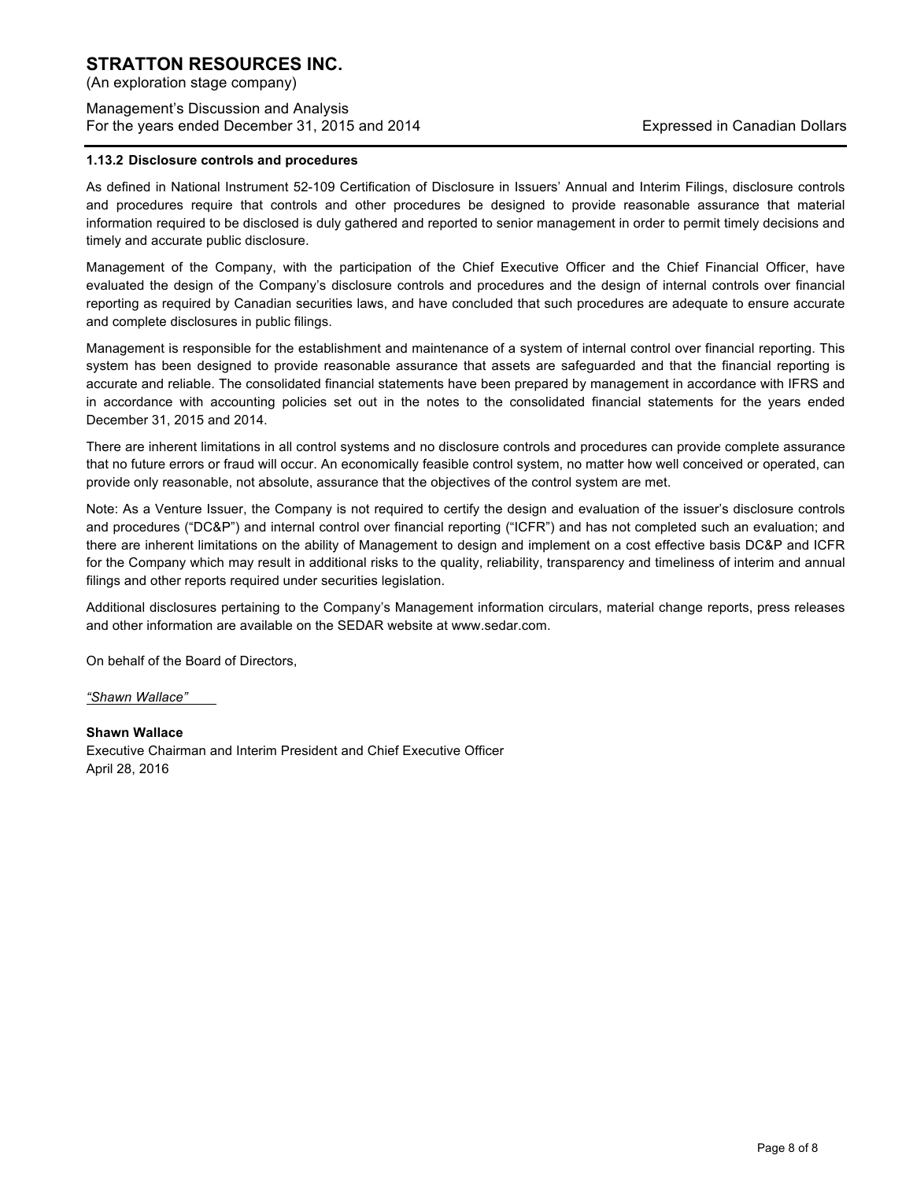### 1.13.2 Disclosure controls and procedures

As defined in National Instrument 52-109 Certification of Disclosure in Issuers' Annual and Interim Filings, disclosure controls and procedures require that controls and other procedures be designed to provide reasonable assurance that material information required to be disclosed is duly gathered and reported to senior management in order to permit timely decisions and timely and accurate public disclosure.

Management of the Company, with the participation of the Chief Executive Officer and the Chief Financial Officer, have evaluated the design of the Company's disclosure controls and procedures and the design of internal controls over financial reporting as required by Canadian securities laws, and have concluded that such procedures are adequate to ensure accurate and complete disclosures in public filings.

Management is responsible for the establishment and maintenance of a system of internal control over financial reporting. This system has been designed to provide reasonable assurance that assets are safeguarded and that the financial reporting is accurate and reliable. The consolidated financial statements have been prepared by management in accordance with IFRS and in accordance with accounting policies set out in the notes to the consolidated financial statements for the years ended December 31, 2015 and 2014.

There are inherent limitations in all control systems and no disclosure controls and procedures can provide complete assurance that no future errors or fraud will occur. An economically feasible control system, no matter how well conceived or operated, can provide only reasonable, not absolute, assurance that the objectives of the control system are met.

Note: As a Venture Issuer, the Company is not required to certify the design and evaluation of the issuer's disclosure controls and procedures ("DC&P") and internal control over financial reporting ("ICFR") and has not completed such an evaluation; and there are inherent limitations on the ability of Management to design and implement on a cost effective basis DC&P and ICFR for the Company which may result in additional risks to the quality, reliability, transparency and timeliness of interim and annual filings and other reports required under securities legislation.

Additional disclosures pertaining to the Company's Management information circulars, material change reports, press releases and other information are available on the SEDAR website at www.sedar.com.

On behalf of the Board of Directors,

*"Shawn Wallace"*

**Shawn Wallace**
Executive Chairman and Interim President and Chief Executive Officer
April 28, 2016